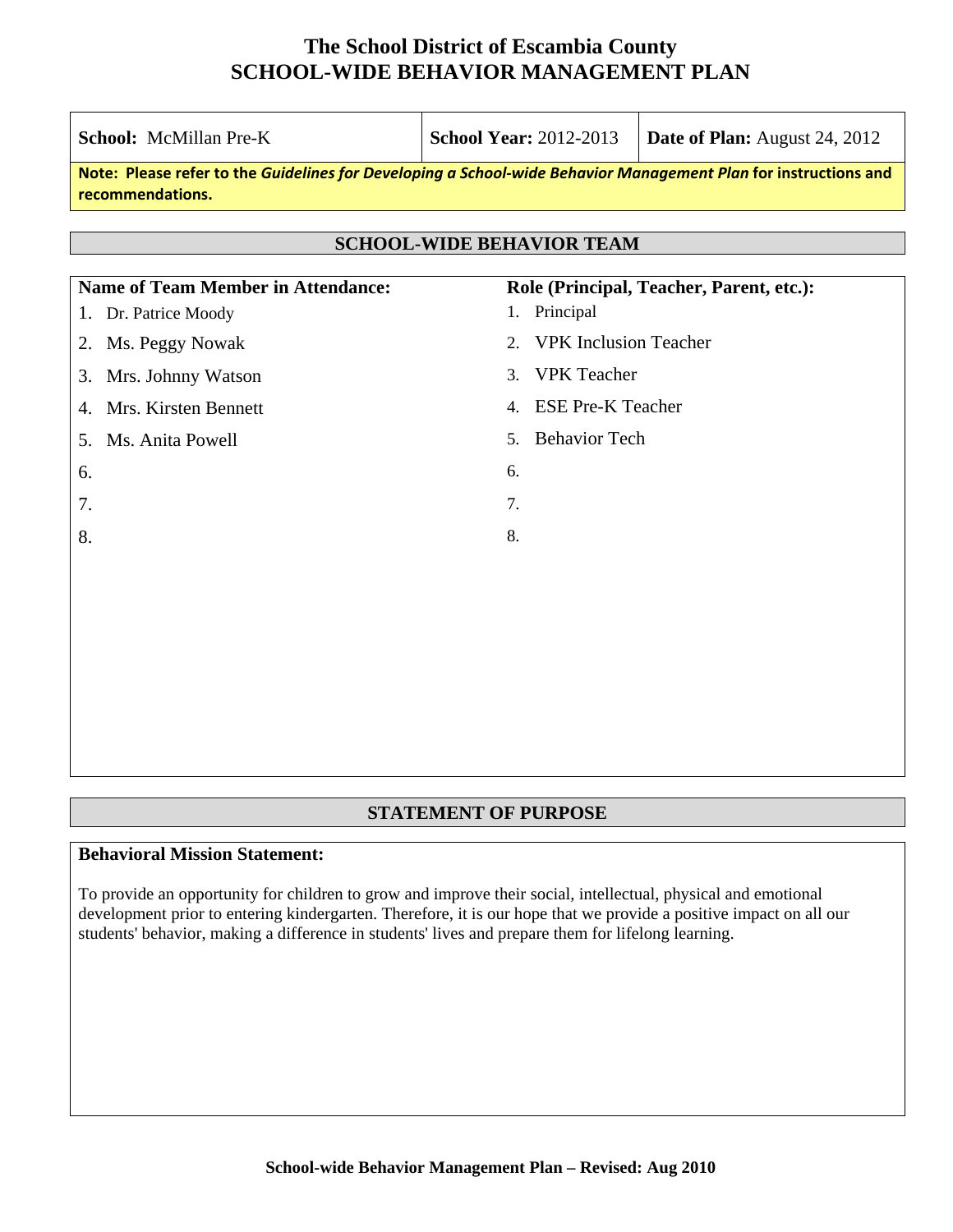# The School District of Escambia County
# SCHOOL-WIDE BEHAVIOR MANAGEMENT PLAN

| **School:** McMillan Pre-K | **School Year:** 2012-2013 | **Date of Plan:** August 24, 2012 |
|---|---|---|

**Note: Please refer to the *Guidelines for Developing a School-wide Behavior Management Plan* for instructions and recommendations.**

## SCHOOL-WIDE BEHAVIOR TEAM

| Name of Team Member in Attendance: | Role (Principal, Teacher, Parent, etc.): |
|---|---|
| 1. Dr. Patrice Moody | 1. Principal |
| 2. Ms. Peggy Nowak | 2. VPK Inclusion Teacher |
| 3. Mrs. Johnny Watson | 3. VPK Teacher |
| 4. Mrs. Kirsten Bennett | 4. ESE Pre-K Teacher |
| 5. Ms. Anita Powell | 5. Behavior Tech |
| 6. | 6. |
| 7. | 7. |
| 8. | 8. |

## STATEMENT OF PURPOSE

**Behavioral Mission Statement:**

To provide an opportunity for children to grow and improve their social, intellectual, physical and emotional development prior to entering kindergarten. Therefore, it is our hope that we provide a positive impact on all our students' behavior, making a difference in students' lives and prepare them for lifelong learning.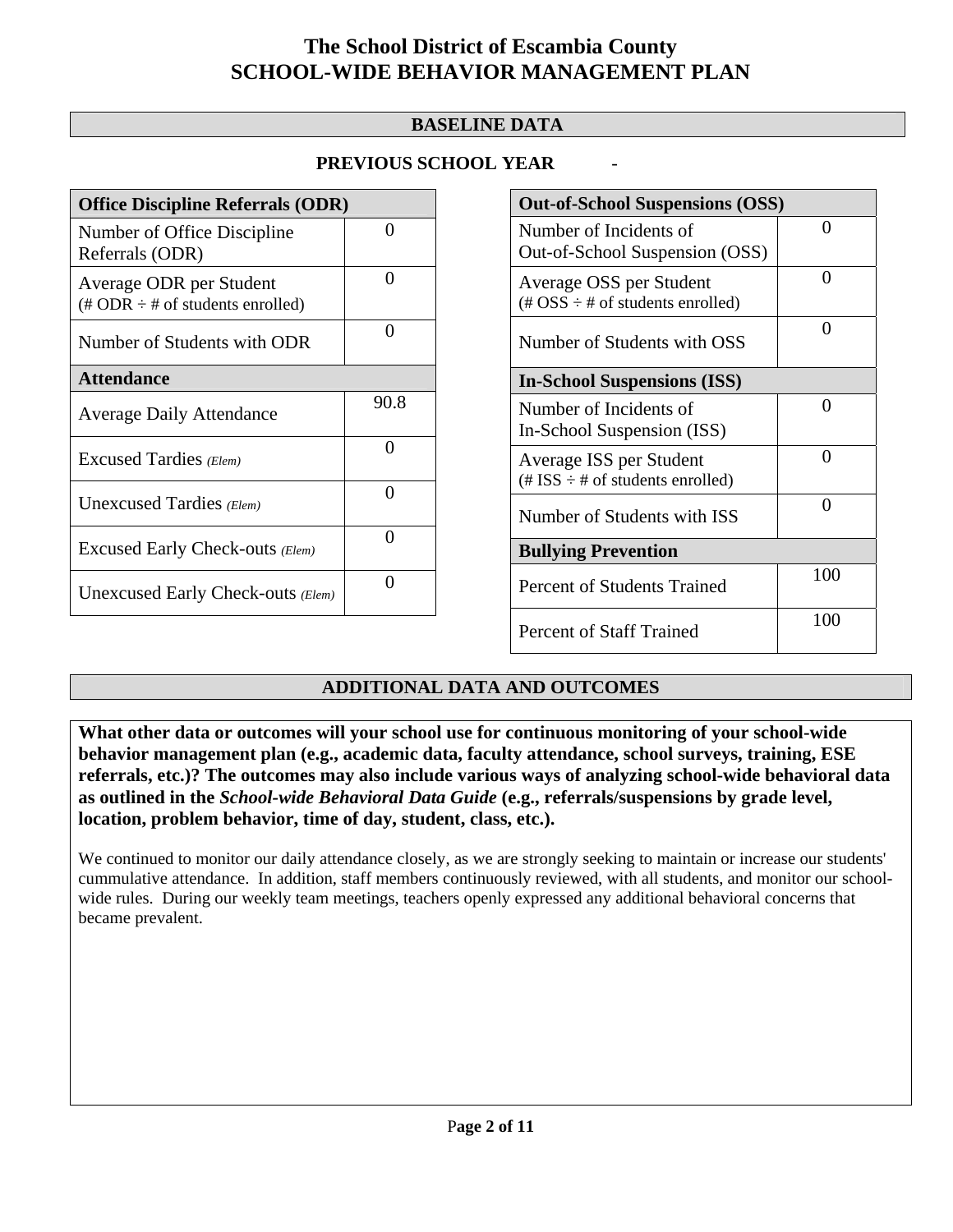# The School District of Escambia County
# SCHOOL-WIDE BEHAVIOR MANAGEMENT PLAN

## BASELINE DATA

### PREVIOUS SCHOOL YEAR -

| Office Discipline Referrals (ODR) | |
|---|---|
| Number of Office Discipline Referrals (ODR) | 0 |
| Average ODR per Student (# ODR ÷ # of students enrolled) | 0 |
| Number of Students with ODR | 0 |
| **Attendance** | |
| Average Daily Attendance | 90.8 |
| Excused Tardies *(Elem)* | 0 |
| Unexcused Tardies *(Elem)* | 0 |
| Excused Early Check-outs *(Elem)* | 0 |
| Unexcused Early Check-outs *(Elem)* | 0 |

| Out-of-School Suspensions (OSS) | |
|---|---|
| Number of Incidents of Out-of-School Suspension (OSS) | 0 |
| Average OSS per Student (# OSS ÷ # of students enrolled) | 0 |
| Number of Students with OSS | 0 |
| **In-School Suspensions (ISS)** | |
| Number of Incidents of In-School Suspension (ISS) | 0 |
| Average ISS per Student (# ISS ÷ # of students enrolled) | 0 |
| Number of Students with ISS | 0 |
| **Bullying Prevention** | |
| Percent of Students Trained | 100 |
| Percent of Staff Trained | 100 |

## ADDITIONAL DATA AND OUTCOMES

**What other data or outcomes will your school use for continuous monitoring of your school-wide behavior management plan (e.g., academic data, faculty attendance, school surveys, training, ESE referrals, etc.)? The outcomes may also include various ways of analyzing school-wide behavioral data as outlined in the *School-wide Behavioral Data Guide* (e.g., referrals/suspensions by grade level, location, problem behavior, time of day, student, class, etc.).**

We continued to monitor our daily attendance closely, as we are strongly seeking to maintain or increase our students' cummulative attendance. In addition, staff members continuously reviewed, with all students, and monitor our school-wide rules. During our weekly team meetings, teachers openly expressed any additional behavioral concerns that became prevalent.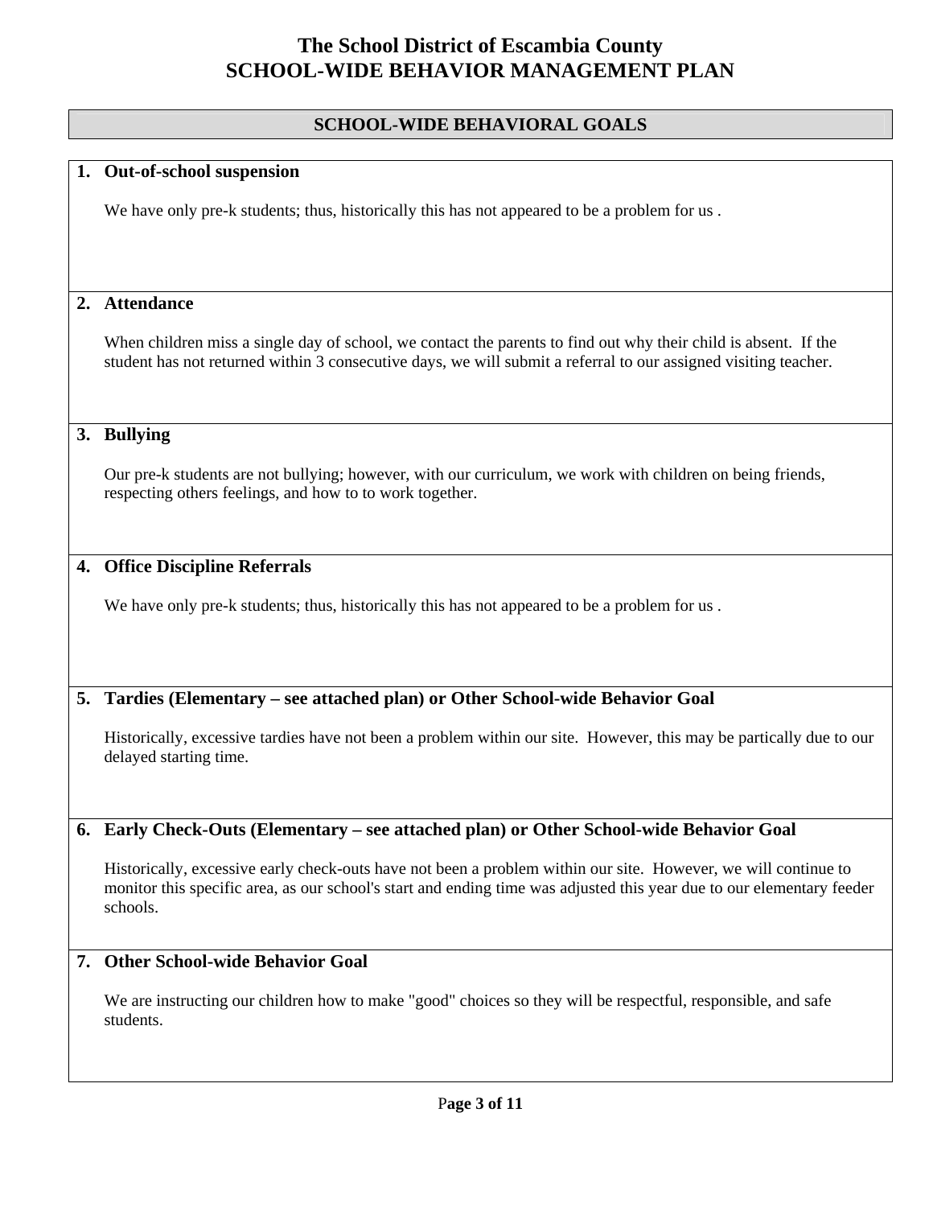# The School District of Escambia County
# SCHOOL-WIDE BEHAVIOR MANAGEMENT PLAN

## SCHOOL-WIDE BEHAVIORAL GOALS

### 1. Out-of-school suspension

We have only pre-k students; thus, historically this has not appeared to be a problem for us .

### 2. Attendance

When children miss a single day of school, we contact the parents to find out why their child is absent. If the student has not returned within 3 consecutive days, we will submit a referral to our assigned visiting teacher.

### 3. Bullying

Our pre-k students are not bullying; however, with our curriculum, we work with children on being friends, respecting others feelings, and how to to work together.

### 4. Office Discipline Referrals

We have only pre-k students; thus, historically this has not appeared to be a problem for us .

### 5. Tardies (Elementary – see attached plan) or Other School-wide Behavior Goal

Historically, excessive tardies have not been a problem within our site. However, this may be partically due to our delayed starting time.

### 6. Early Check-Outs (Elementary – see attached plan) or Other School-wide Behavior Goal

Historically, excessive early check-outs have not been a problem within our site. However, we will continue to monitor this specific area, as our school's start and ending time was adjusted this year due to our elementary feeder schools.

### 7. Other School-wide Behavior Goal

We are instructing our children how to make "good" choices so they will be respectful, responsible, and safe students.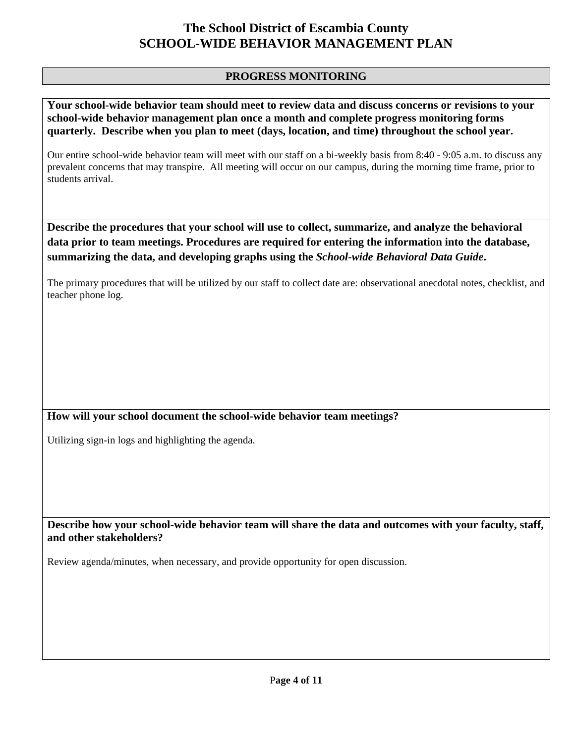# The School District of Escambia County
# SCHOOL-WIDE BEHAVIOR MANAGEMENT PLAN

## PROGRESS MONITORING

**Your school-wide behavior team should meet to review data and discuss concerns or revisions to your school-wide behavior management plan once a month and complete progress monitoring forms quarterly. Describe when you plan to meet (days, location, and time) throughout the school year.**

Our entire school-wide behavior team will meet with our staff on a bi-weekly basis from 8:40 - 9:05 a.m. to discuss any prevalent concerns that may transpire. All meeting will occur on our campus, during the morning time frame, prior to students arrival.

**Describe the procedures that your school will use to collect, summarize, and analyze the behavioral data prior to team meetings. Procedures are required for entering the information into the database, summarizing the data, and developing graphs using the *School-wide Behavioral Data Guide*.**

The primary procedures that will be utilized by our staff to collect date are: observational anecdotal notes, checklist, and teacher phone log.

**How will your school document the school-wide behavior team meetings?**

Utilizing sign-in logs and highlighting the agenda.

**Describe how your school-wide behavior team will share the data and outcomes with your faculty, staff, and other stakeholders?**

Review agenda/minutes, when necessary, and provide opportunity for open discussion.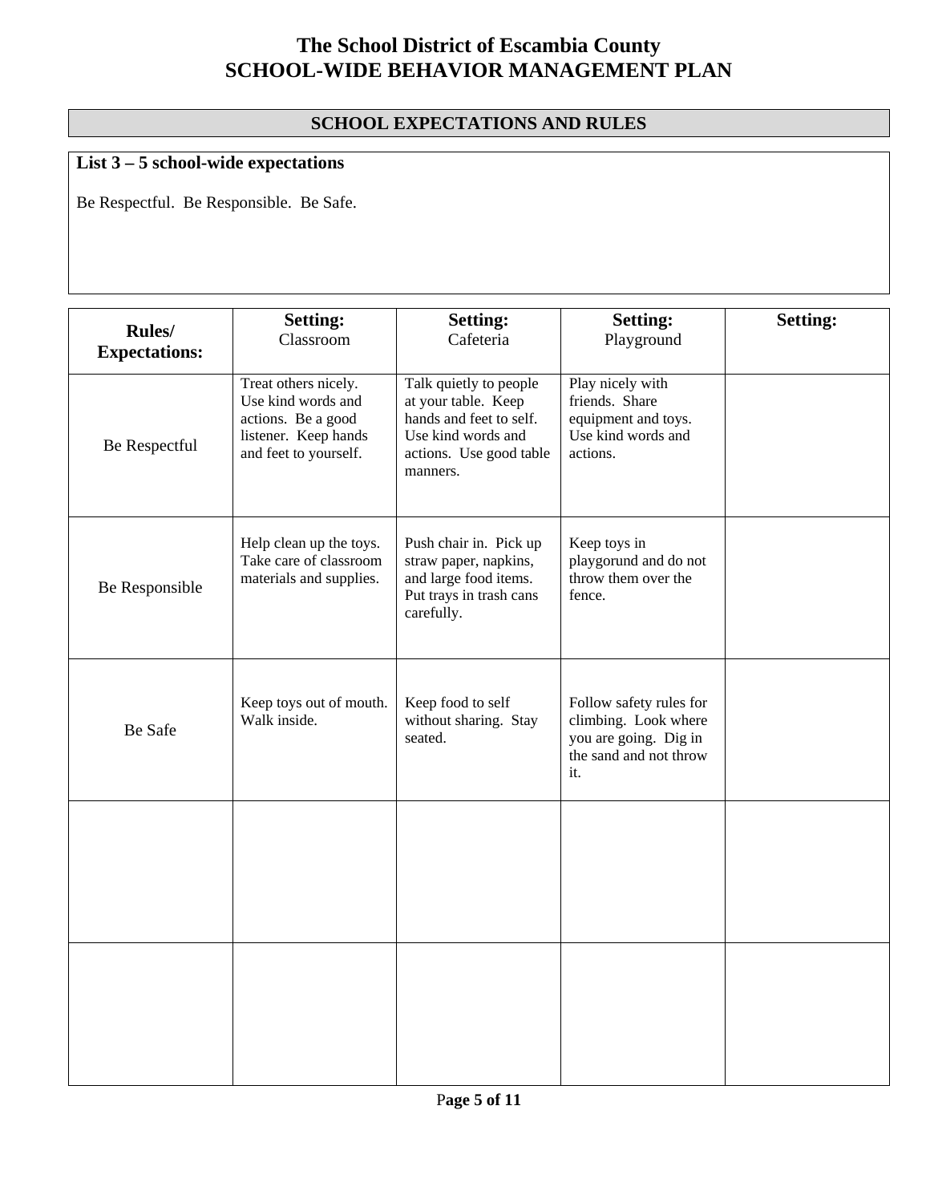# The School District of Escambia County
# SCHOOL-WIDE BEHAVIOR MANAGEMENT PLAN

## SCHOOL EXPECTATIONS AND RULES

**List 3 – 5 school-wide expectations**

Be Respectful. Be Responsible. Be Safe.

| **Rules/ Expectations:** | **Setting:** Classroom | **Setting:** Cafeteria | **Setting:** Playground | **Setting:** |
|---|---|---|---|---|
| Be Respectful | Treat others nicely. Use kind words and actions. Be a good listener. Keep hands and feet to yourself. | Talk quietly to people at your table. Keep hands and feet to self. Use kind words and actions. Use good table manners. | Play nicely with friends. Share equipment and toys. Use kind words and actions. | |
| Be Responsible | Help clean up the toys. Take care of classroom materials and supplies. | Push chair in. Pick up straw paper, napkins, and large food items. Put trays in trash cans carefully. | Keep toys in playgorund and do not throw them over the fence. | |
| Be Safe | Keep toys out of mouth. Walk inside. | Keep food to self without sharing. Stay seated. | Follow safety rules for climbing. Look where you are going. Dig in the sand and not throw it. | |
| | | | | |
| | | | | |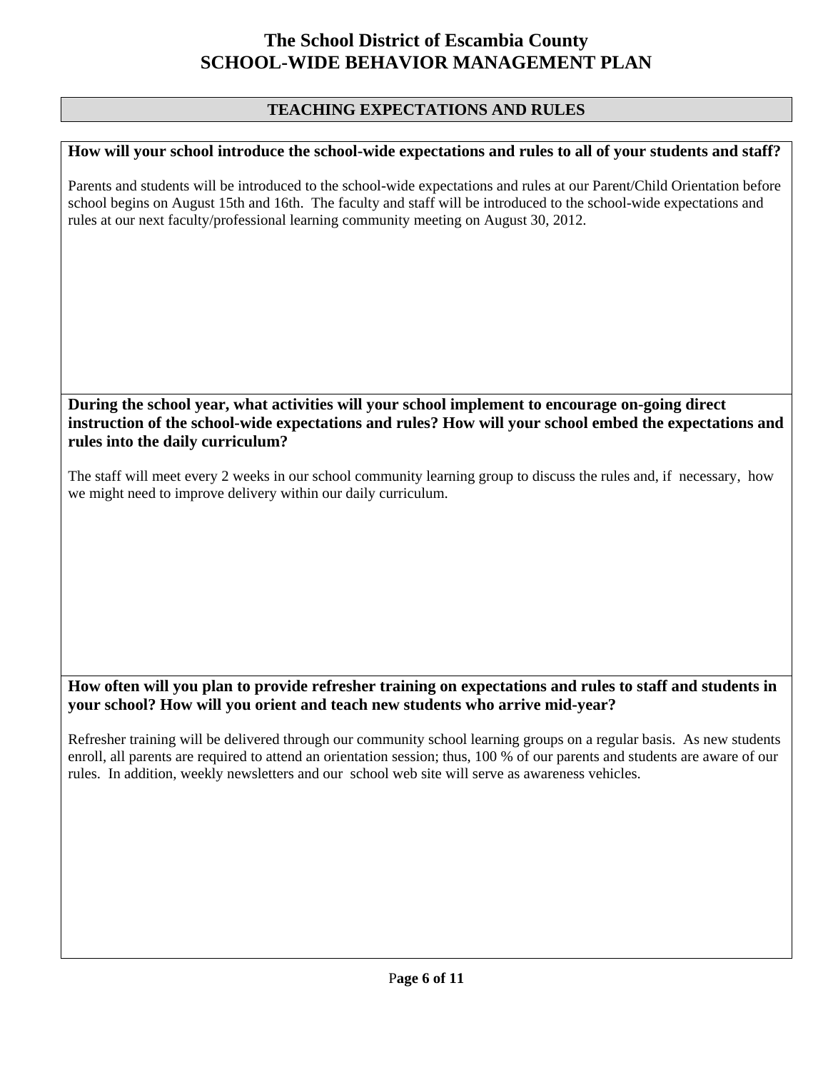# The School District of Escambia County
# SCHOOL-WIDE BEHAVIOR MANAGEMENT PLAN

## TEACHING EXPECTATIONS AND RULES

**How will your school introduce the school-wide expectations and rules to all of your students and staff?**

Parents and students will be introduced to the school-wide expectations and rules at our Parent/Child Orientation before school begins on August 15th and 16th. The faculty and staff will be introduced to the school-wide expectations and rules at our next faculty/professional learning community meeting on August 30, 2012.

**During the school year, what activities will your school implement to encourage on-going direct instruction of the school-wide expectations and rules? How will your school embed the expectations and rules into the daily curriculum?**

The staff will meet every 2 weeks in our school community learning group to discuss the rules and, if necessary, how we might need to improve delivery within our daily curriculum.

**How often will you plan to provide refresher training on expectations and rules to staff and students in your school? How will you orient and teach new students who arrive mid-year?**

Refresher training will be delivered through our community school learning groups on a regular basis. As new students enroll, all parents are required to attend an orientation session; thus, 100 % of our parents and students are aware of our rules. In addition, weekly newsletters and our school web site will serve as awareness vehicles.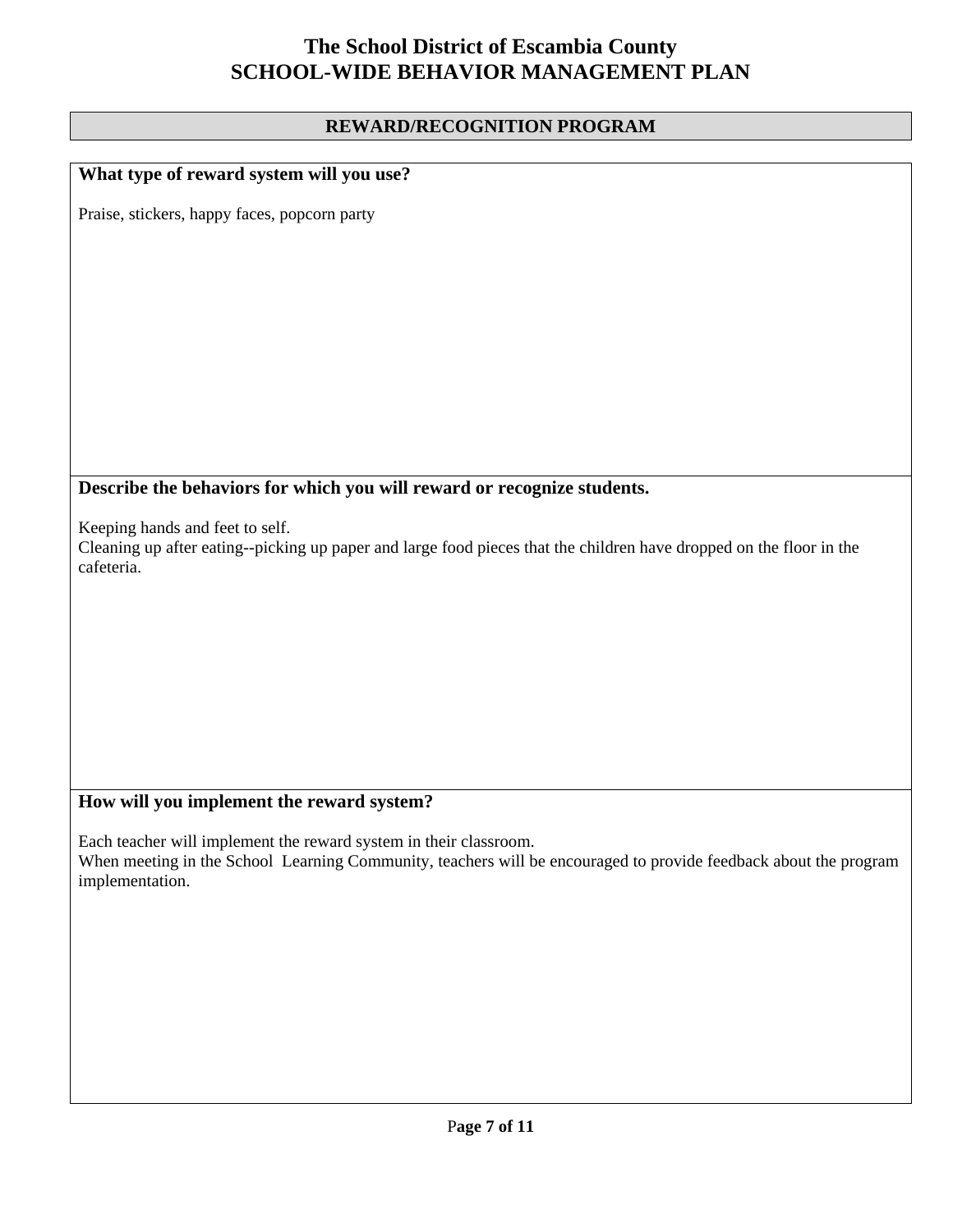# The School District of Escambia County
# SCHOOL-WIDE BEHAVIOR MANAGEMENT PLAN

## REWARD/RECOGNITION PROGRAM

**What type of reward system will you use?**

Praise, stickers, happy faces, popcorn party

**Describe the behaviors for which you will reward or recognize students.**

Keeping hands and feet to self.
Cleaning up after eating--picking up paper and large food pieces that the children have dropped on the floor in the cafeteria.

**How will you implement the reward system?**

Each teacher will implement the reward system in their classroom.
When meeting in the School Learning Community, teachers will be encouraged to provide feedback about the program implementation.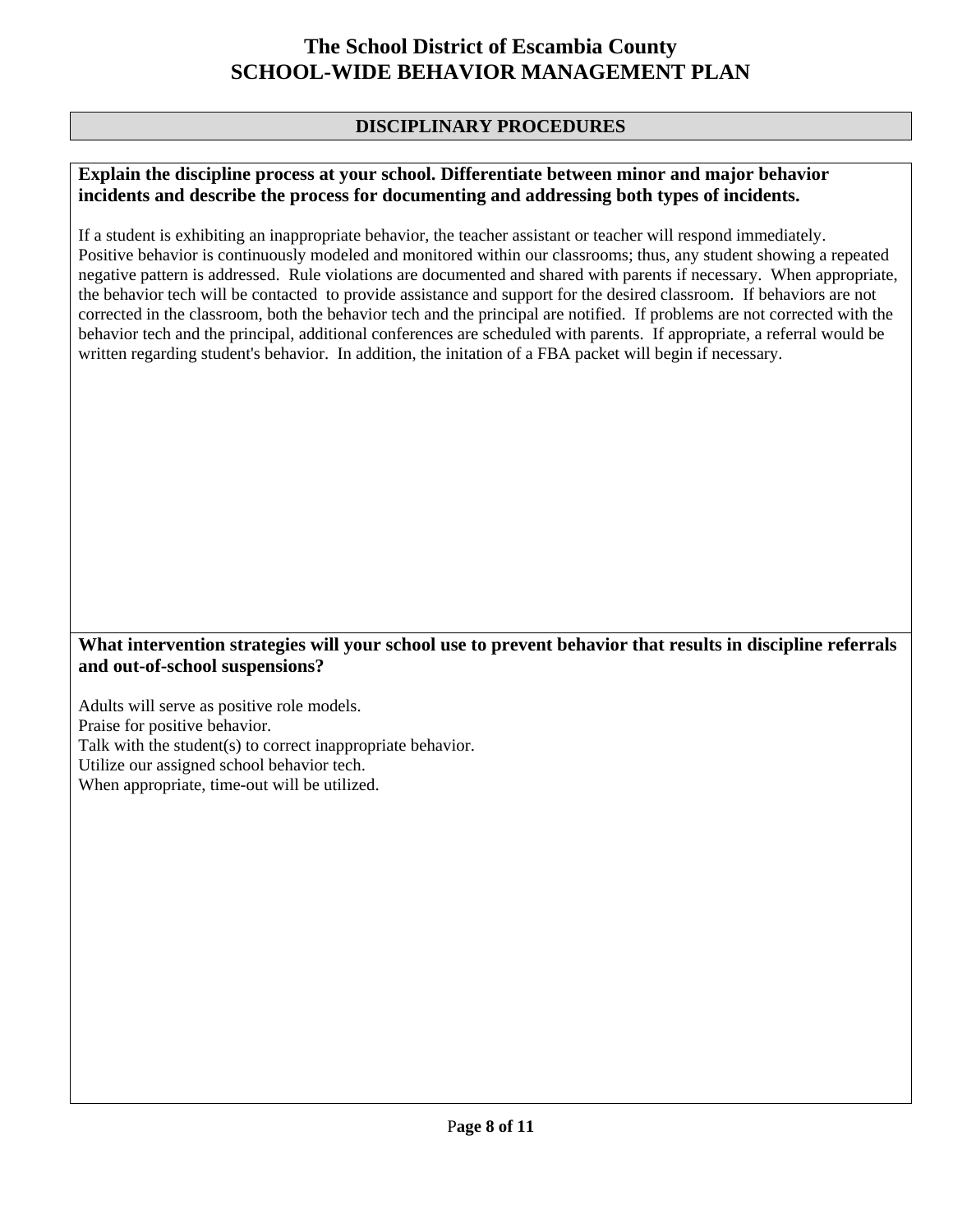# The School District of Escambia County
# SCHOOL-WIDE BEHAVIOR MANAGEMENT PLAN

## DISCIPLINARY PROCEDURES

**Explain the discipline process at your school. Differentiate between minor and major behavior incidents and describe the process for documenting and addressing both types of incidents.**

If a student is exhibiting an inappropriate behavior, the teacher assistant or teacher will respond immediately. Positive behavior is continuously modeled and monitored within our classrooms; thus, any student showing a repeated negative pattern is addressed. Rule violations are documented and shared with parents if necessary. When appropriate, the behavior tech will be contacted to provide assistance and support for the desired classroom. If behaviors are not corrected in the classroom, both the behavior tech and the principal are notified. If problems are not corrected with the behavior tech and the principal, additional conferences are scheduled with parents. If appropriate, a referral would be written regarding student's behavior. In addition, the initation of a FBA packet will begin if necessary.

**What intervention strategies will your school use to prevent behavior that results in discipline referrals and out-of-school suspensions?**

Adults will serve as positive role models.
Praise for positive behavior.
Talk with the student(s) to correct inappropriate behavior.
Utilize our assigned school behavior tech.
When appropriate, time-out will be utilized.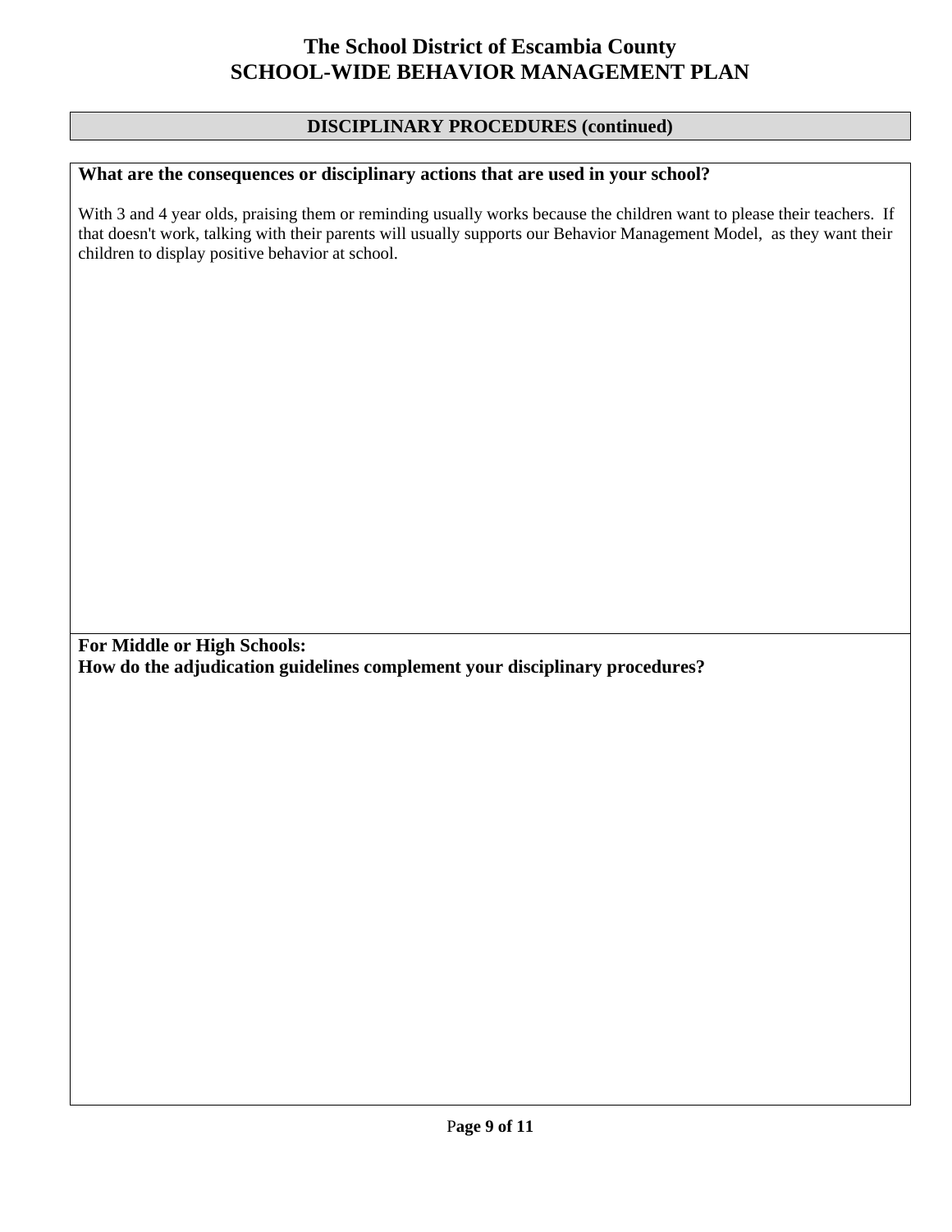# The School District of Escambia County
# SCHOOL-WIDE BEHAVIOR MANAGEMENT PLAN

## DISCIPLINARY PROCEDURES (continued)

**What are the consequences or disciplinary actions that are used in your school?**

With 3 and 4 year olds, praising them or reminding usually works because the children want to please their teachers. If that doesn't work, talking with their parents will usually supports our Behavior Management Model, as they want their children to display positive behavior at school.

**For Middle or High Schools:**
**How do the adjudication guidelines complement your disciplinary procedures?**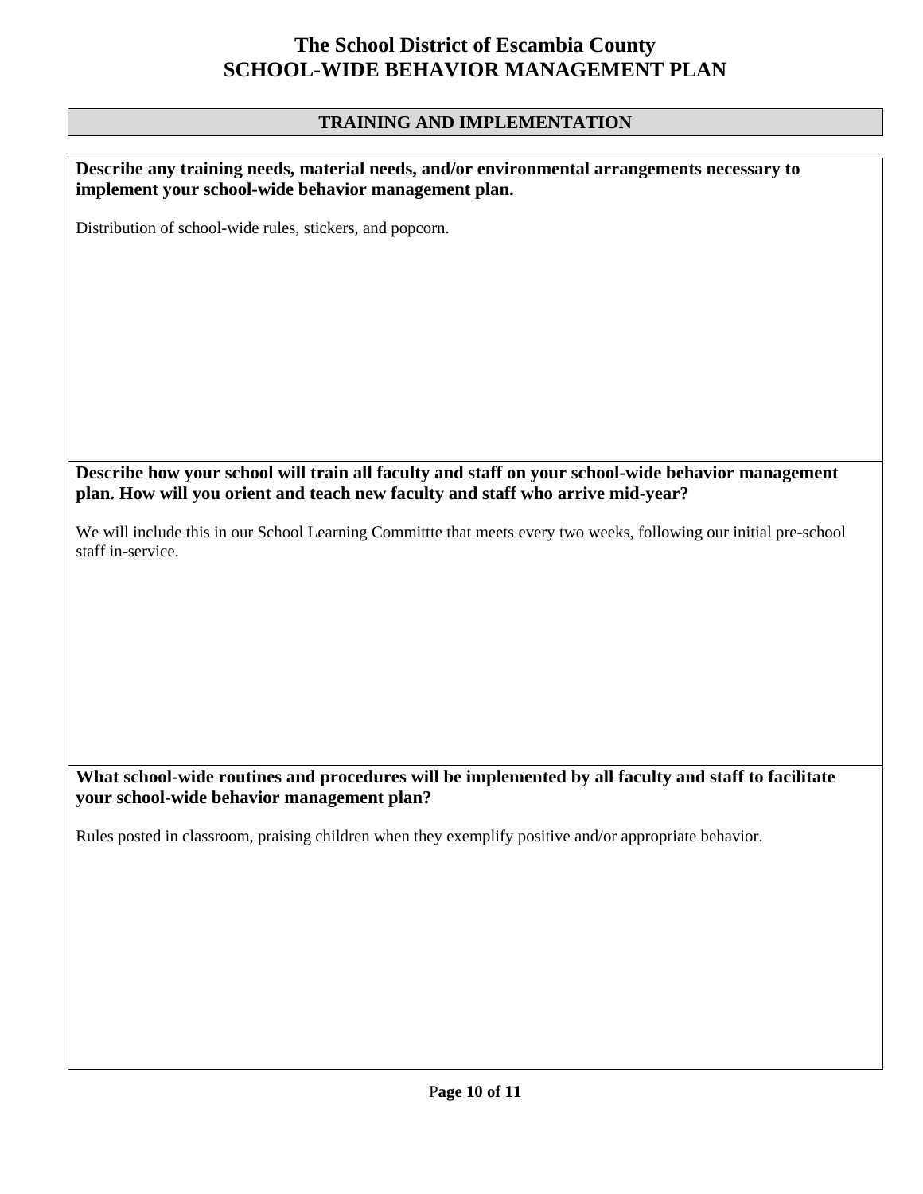# The School District of Escambia County
# SCHOOL-WIDE BEHAVIOR MANAGEMENT PLAN

## TRAINING AND IMPLEMENTATION

**Describe any training needs, material needs, and/or environmental arrangements necessary to implement your school-wide behavior management plan.**

Distribution of school-wide rules, stickers, and popcorn.

**Describe how your school will train all faculty and staff on your school-wide behavior management plan. How will you orient and teach new faculty and staff who arrive mid-year?**

We will include this in our School Learning Committte that meets every two weeks, following our initial pre-school staff in-service.

**What school-wide routines and procedures will be implemented by all faculty and staff to facilitate your school-wide behavior management plan?**

Rules posted in classroom, praising children when they exemplify positive and/or appropriate behavior.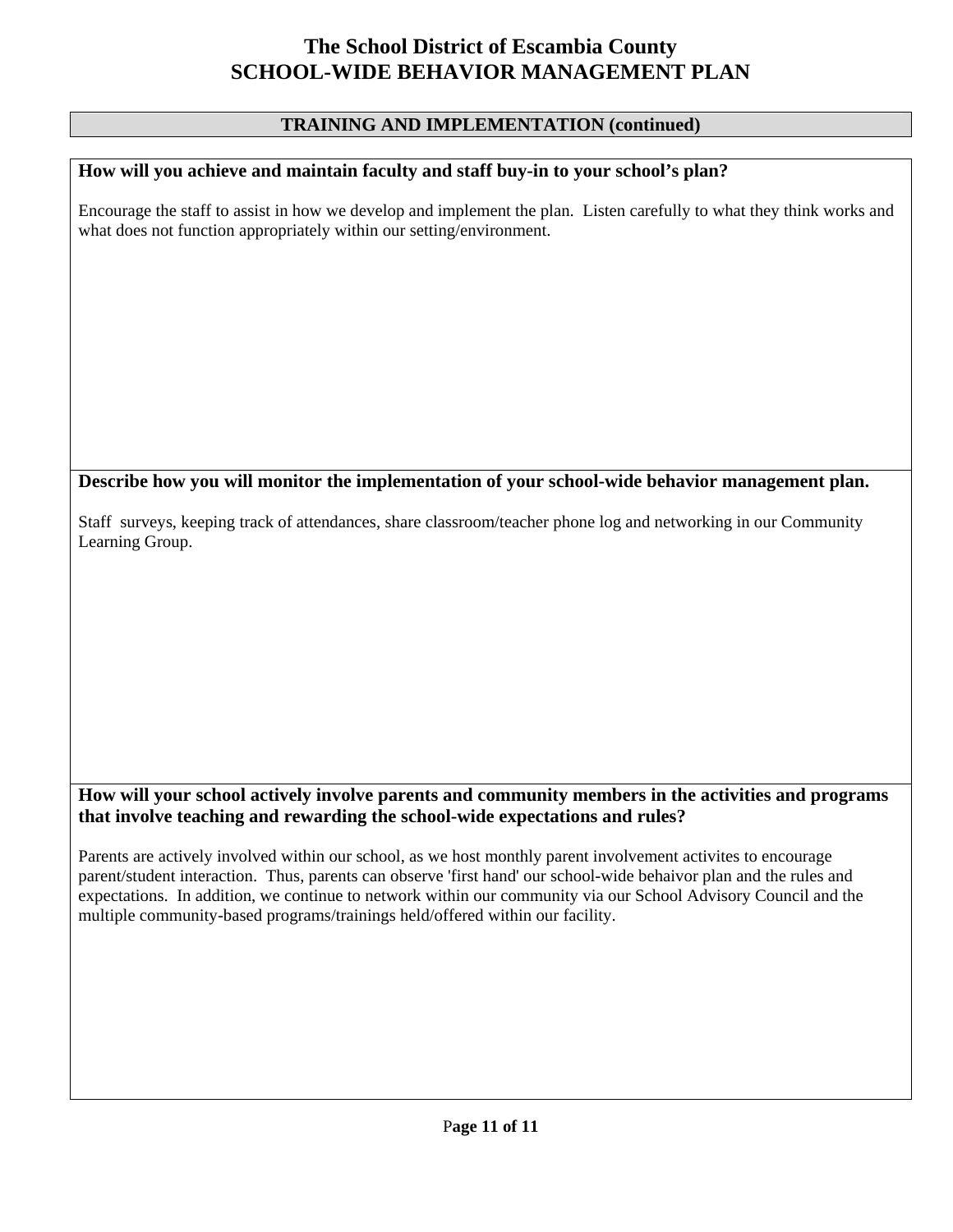# The School District of Escambia County
# SCHOOL-WIDE BEHAVIOR MANAGEMENT PLAN

## TRAINING AND IMPLEMENTATION (continued)

**How will you achieve and maintain faculty and staff buy-in to your school's plan?**

Encourage the staff to assist in how we develop and implement the plan. Listen carefully to what they think works and what does not function appropriately within our setting/environment.

**Describe how you will monitor the implementation of your school-wide behavior management plan.**

Staff surveys, keeping track of attendances, share classroom/teacher phone log and networking in our Community Learning Group.

**How will your school actively involve parents and community members in the activities and programs that involve teaching and rewarding the school-wide expectations and rules?**

Parents are actively involved within our school, as we host monthly parent involvement activites to encourage parent/student interaction. Thus, parents can observe 'first hand' our school-wide behaivor plan and the rules and expectations. In addition, we continue to network within our community via our School Advisory Council and the multiple community-based programs/trainings held/offered within our facility.